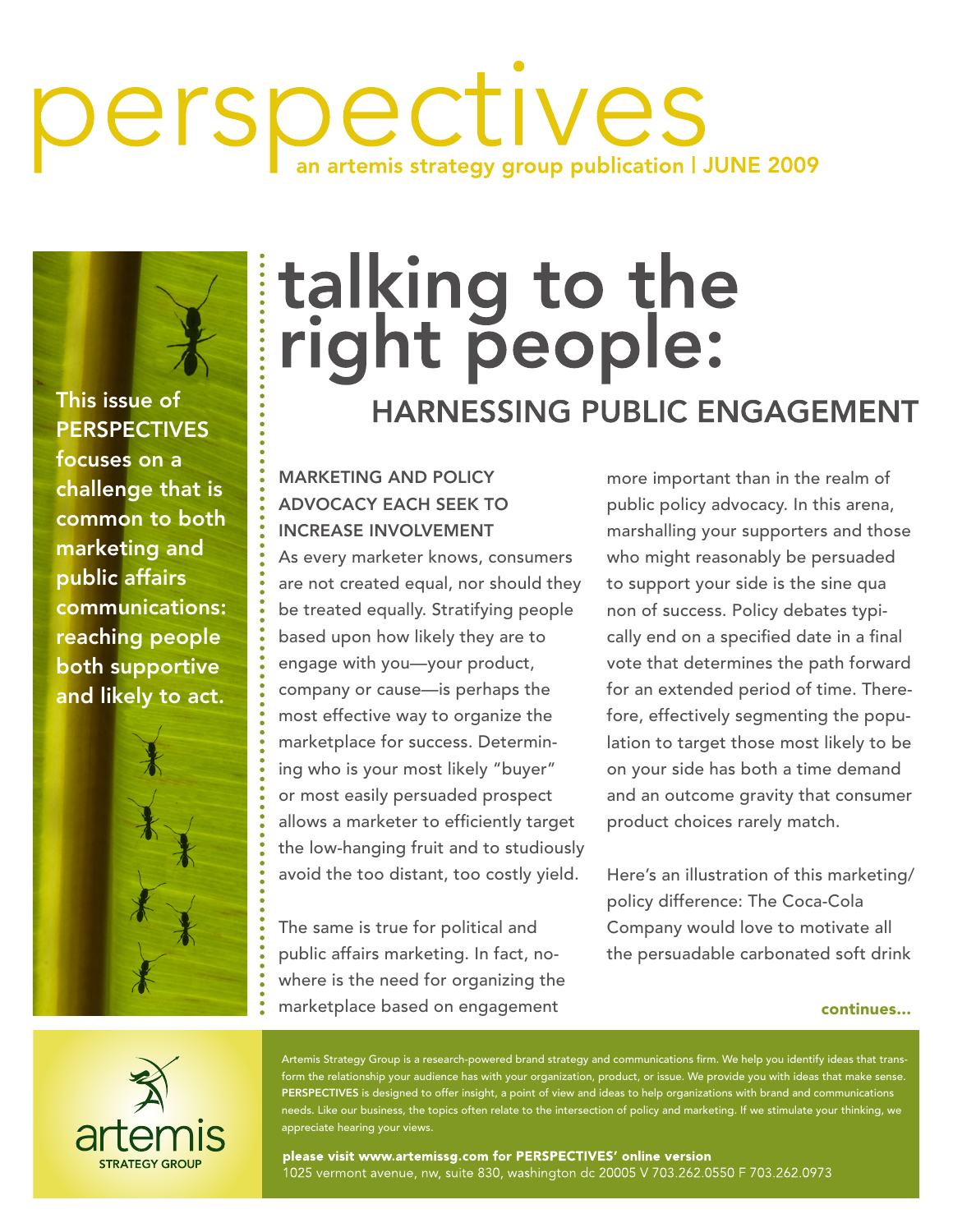# perspectives

an artemis strategy group publication | JUNE 2009

This issue of PERSPECTIVES focuses on a challenge that is common to both marketing and public affairs communications: reaching people both supportive and likely to act.

# talking to the right people:

## HARNESSING PUBLIC ENGAGEMENT

### MARKETING AND POLICY ADVOCACY EACH SEEK TO INCREASE INVOLVEMENT

As every marketer knows, consumers are not created equal, nor should they be treated equally. Stratifying people based upon how likely they are to engage with you—your product, company or cause—is perhaps the most effective way to organize the marketplace for success. Determining who is your most likely "buyer" or most easily persuaded prospect allows a marketer to efficiently target the low-hanging fruit and to studiously avoid the too distant, too costly yield.

The same is true for political and public affairs marketing. In fact, nowhere is the need for organizing the marketplace based on engagement more important than in the realm of public policy advocacy. In this arena, marshalling your supporters and those who might reasonably be persuaded to support your side is the sine qua non of success. Policy debates typically end on a specified date in a final vote that determines the path forward for an extended period of time. Therefore, effectively segmenting the population to target those most likely to be on your side has both a time demand and an outcome gravity that consumer product choices rarely match.

Here's an illustration of this marketing/policy difference: The Coca-Cola Company would love to motivate all the persuadable carbonated soft drink

continues...

artemis STRATEGY GROUP

Artemis Strategy Group is a research-powered brand strategy and communications firm. We help you identify ideas that transform the relationship your audience has with your organization, product, or issue. We provide you with ideas that make sense. **PERSPECTIVES** is designed to offer insight, a point of view and ideas to help organizations with brand and communications needs. Like our business, the topics often relate to the intersection of policy and marketing. If we stimulate your thinking, we appreciate hearing your views.

**please visit www.artemissg.com for PERSPECTIVES' online version**
1025 vermont avenue, nw, suite 830, washington dc 20005 V 703.262.0550 F 703.262.0973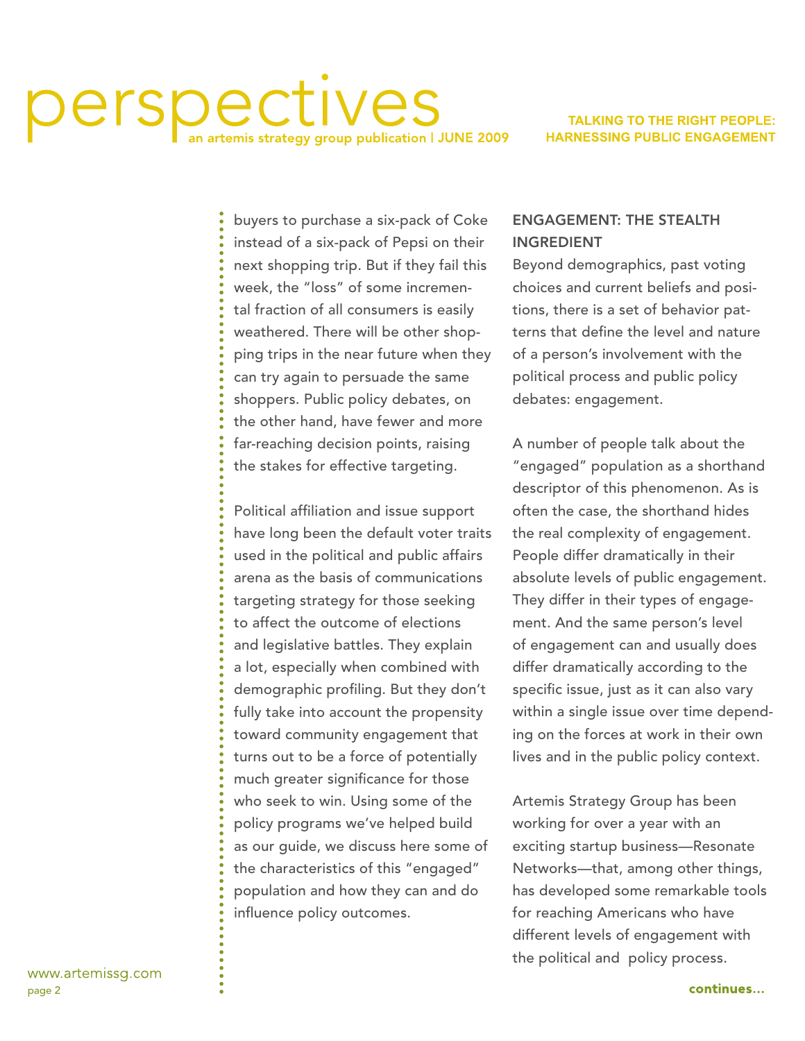buyers to purchase a six-pack of Coke instead of a six-pack of Pepsi on their next shopping trip. But if they fail this week, the "loss" of some incremental fraction of all consumers is easily weathered. There will be other shopping trips in the near future when they can try again to persuade the same shoppers. Public policy debates, on the other hand, have fewer and more far-reaching decision points, raising the stakes for effective targeting.

Political affiliation and issue support have long been the default voter traits used in the political and public affairs arena as the basis of communications targeting strategy for those seeking to affect the outcome of elections and legislative battles. They explain a lot, especially when combined with demographic profiling. But they don't fully take into account the propensity toward community engagement that turns out to be a force of potentially much greater significance for those who seek to win. Using some of the policy programs we've helped build as our guide, we discuss here some of the characteristics of this "engaged" population and how they can and do influence policy outcomes.

## ENGAGEMENT: THE STEALTH INGREDIENT

Beyond demographics, past voting choices and current beliefs and positions, there is a set of behavior patterns that define the level and nature of a person's involvement with the political process and public policy debates: engagement.

A number of people talk about the "engaged" population as a shorthand descriptor of this phenomenon. As is often the case, the shorthand hides the real complexity of engagement. People differ dramatically in their absolute levels of public engagement. They differ in their types of engagement. And the same person's level of engagement can and usually does differ dramatically according to the specific issue, just as it can also vary within a single issue over time depending on the forces at work in their own lives and in the public policy context.

Artemis Strategy Group has been working for over a year with an exciting startup business—Resonate Networks—that, among other things, has developed some remarkable tools for reaching Americans who have different levels of engagement with the political and policy process.

continues...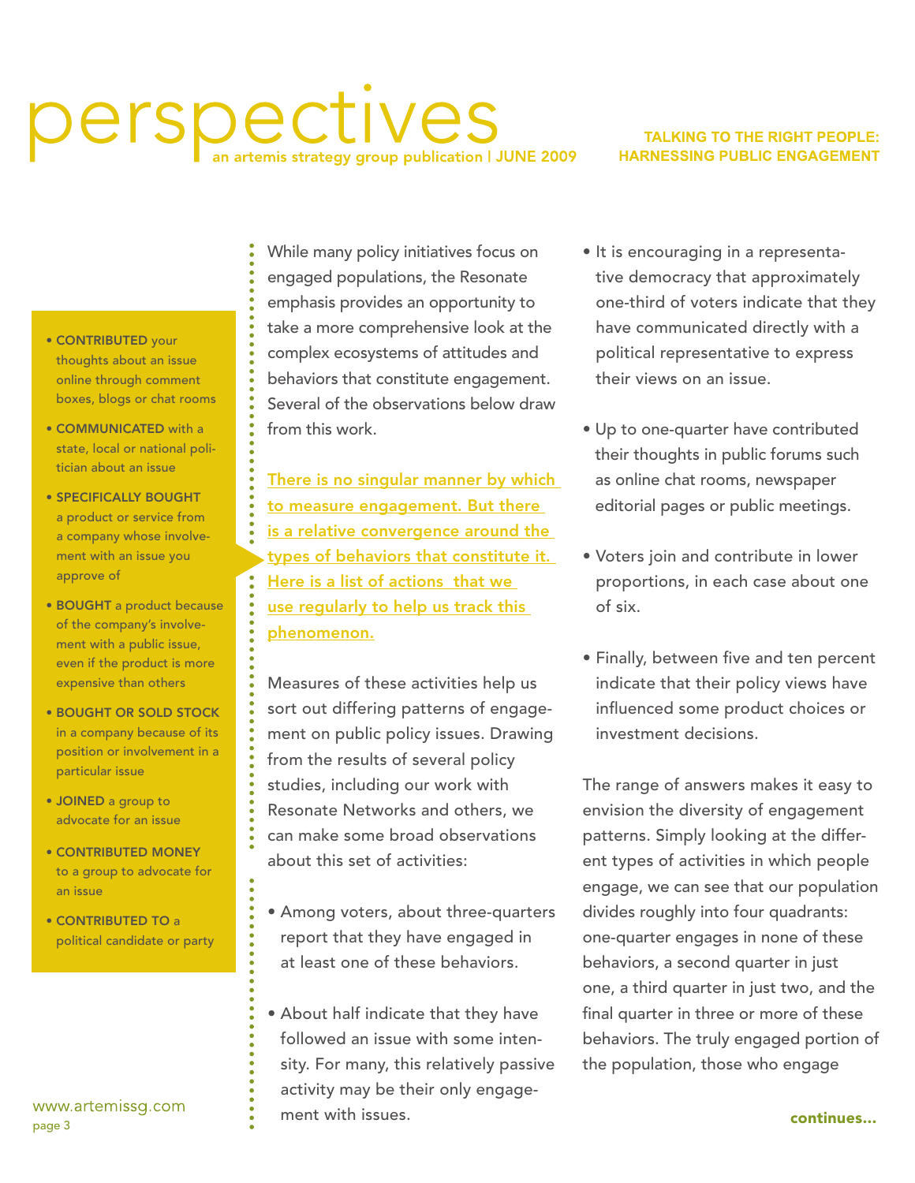- **CONTRIBUTED** your thoughts about an issue online through comment boxes, blogs or chat rooms
- **COMMUNICATED** with a state, local or national politician about an issue
- **SPECIFICALLY BOUGHT** a product or service from a company whose involvement with an issue you approve of
- **BOUGHT** a product because of the company's involvement with a public issue, even if the product is more expensive than others
- **BOUGHT OR SOLD STOCK** in a company because of its position or involvement in a particular issue
- **JOINED** a group to advocate for an issue
- **CONTRIBUTED MONEY** to a group to advocate for an issue
- **CONTRIBUTED TO** a political candidate or party

While many policy initiatives focus on engaged populations, the Resonate emphasis provides an opportunity to take a more comprehensive look at the complex ecosystems of attitudes and behaviors that constitute engagement. Several of the observations below draw from this work.

**There is no singular manner by which to measure engagement. But there is a relative convergence around the types of behaviors that constitute it. Here is a list of actions that we use regularly to help us track this phenomenon.**

Measures of these activities help us sort out differing patterns of engagement on public policy issues. Drawing from the results of several policy studies, including our work with Resonate Networks and others, we can make some broad observations about this set of activities:

- Among voters, about three-quarters report that they have engaged in at least one of these behaviors.
- About half indicate that they have followed an issue with some intensity. For many, this relatively passive activity may be their only engagement with issues.
- It is encouraging in a representative democracy that approximately one-third of voters indicate that they have communicated directly with a political representative to express their views on an issue.
- Up to one-quarter have contributed their thoughts in public forums such as online chat rooms, newspaper editorial pages or public meetings.
- Voters join and contribute in lower proportions, in each case about one of six.
- Finally, between five and ten percent indicate that their policy views have influenced some product choices or investment decisions.

The range of answers makes it easy to envision the diversity of engagement patterns. Simply looking at the different types of activities in which people engage, we can see that our population divides roughly into four quadrants: one-quarter engages in none of these behaviors, a second quarter in just one, a third quarter in just two, and the final quarter in three or more of these behaviors. The truly engaged portion of the population, those who engage

continues...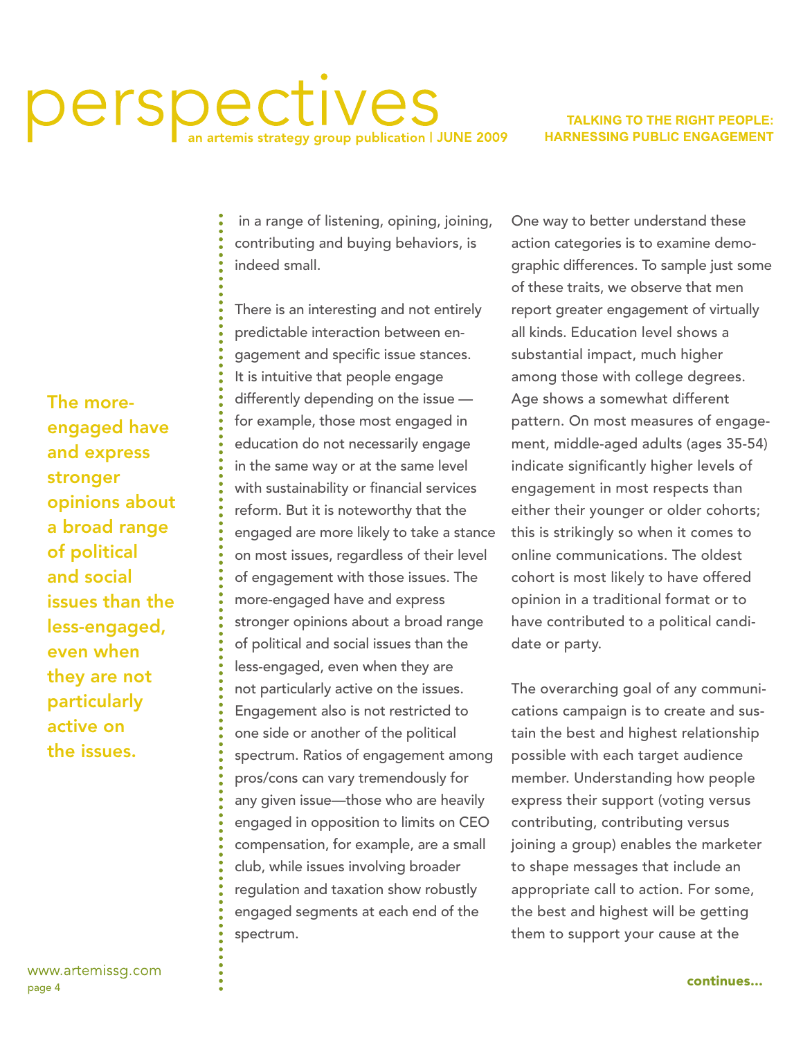in a range of listening, opining, joining, contributing and buying behaviors, is indeed small.

> **The more-engaged have and express stronger opinions about a broad range of political and social issues than the less-engaged, even when they are not particularly active on the issues.**

There is an interesting and not entirely predictable interaction between engagement and specific issue stances. It is intuitive that people engage differently depending on the issue — for example, those most engaged in education do not necessarily engage in the same way or at the same level with sustainability or financial services reform. But it is noteworthy that the engaged are more likely to take a stance on most issues, regardless of their level of engagement with those issues. The more-engaged have and express stronger opinions about a broad range of political and social issues than the less-engaged, even when they are not particularly active on the issues. Engagement also is not restricted to one side or another of the political spectrum. Ratios of engagement among pros/cons can vary tremendously for any given issue—those who are heavily engaged in opposition to limits on CEO compensation, for example, are a small club, while issues involving broader regulation and taxation show robustly engaged segments at each end of the spectrum.

One way to better understand these action categories is to examine demographic differences. To sample just some of these traits, we observe that men report greater engagement of virtually all kinds. Education level shows a substantial impact, much higher among those with college degrees. Age shows a somewhat different pattern. On most measures of engagement, middle-aged adults (ages 35-54) indicate significantly higher levels of engagement in most respects than either their younger or older cohorts; this is strikingly so when it comes to online communications. The oldest cohort is most likely to have offered opinion in a traditional format or to have contributed to a political candidate or party.

The overarching goal of any communications campaign is to create and sustain the best and highest relationship possible with each target audience member. Understanding how people express their support (voting versus contributing, contributing versus joining a group) enables the marketer to shape messages that include an appropriate call to action. For some, the best and highest will be getting them to support your cause at the

continues...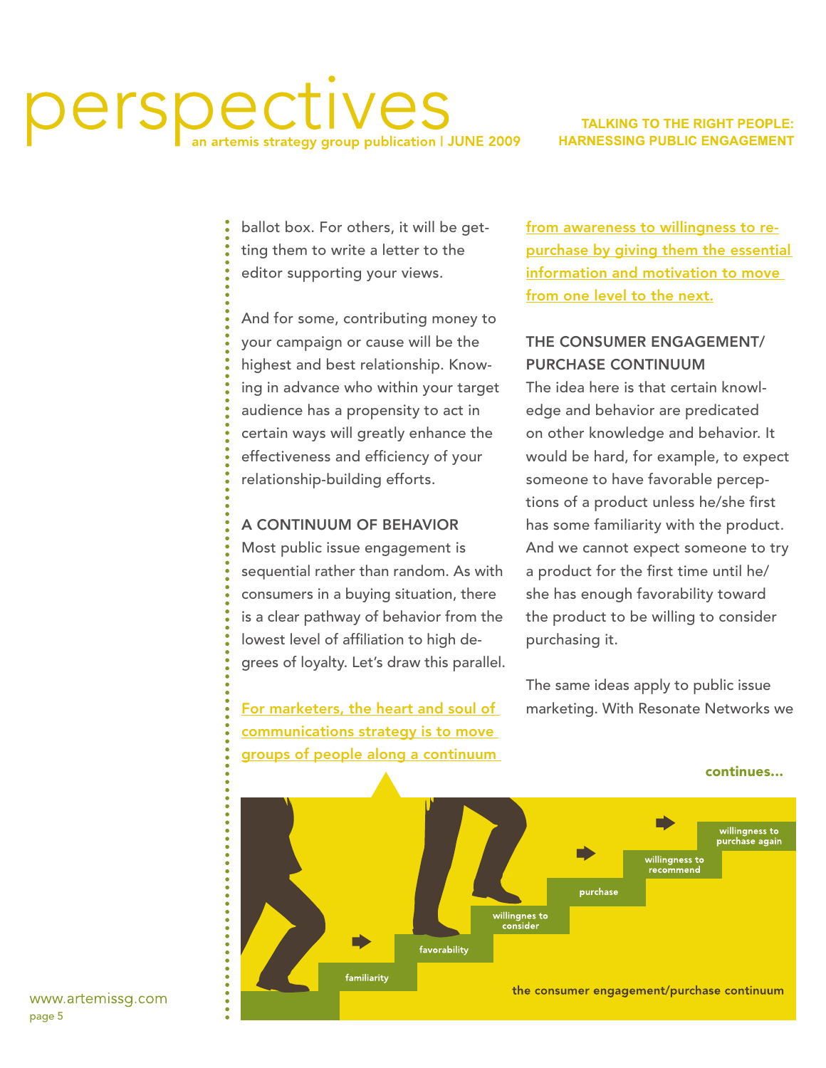ballot box. For others, it will be getting them to write a letter to the editor supporting your views.

And for some, contributing money to your campaign or cause will be the highest and best relationship. Knowing in advance who within your target audience has a propensity to act in certain ways will greatly enhance the effectiveness and efficiency of your relationship-building efforts.

### A CONTINUUM OF BEHAVIOR

Most public issue engagement is sequential rather than random. As with consumers in a buying situation, there is a clear pathway of behavior from the lowest level of affiliation to high degrees of loyalty. Let's draw this parallel.

**For marketers, the heart and soul of communications strategy is to move groups of people along a continuum from awareness to willingness to repurchase by giving them the essential information and motivation to move from one level to the next.**

### THE CONSUMER ENGAGEMENT/ PURCHASE CONTINUUM

The idea here is that certain knowledge and behavior are predicated on other knowledge and behavior. It would be hard, for example, to expect someone to have favorable perceptions of a product unless he/she first has some familiarity with the product. And we cannot expect someone to try a product for the first time until he/ she has enough favorability toward the product to be willing to consider purchasing it.

The same ideas apply to public issue marketing. With Resonate Networks we

continues...

familiarity → favorability → willingnes to consider → purchase → willingness to recommend → willingness to purchase again

the consumer engagement/purchase continuum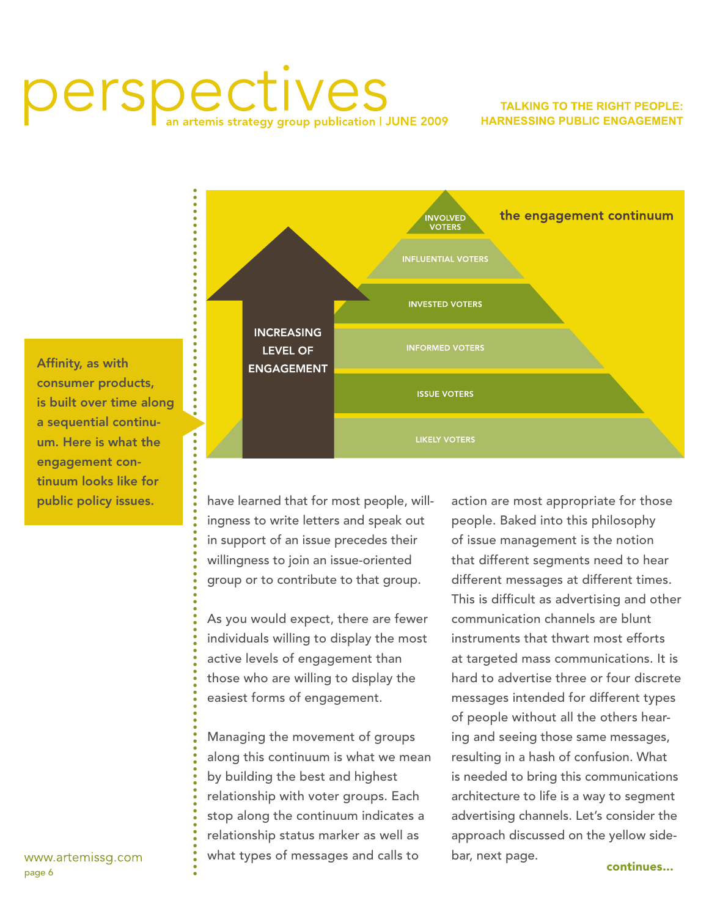**Affinity, as with consumer products, is built over time along a sequential continuum. Here is what the engagement continuum looks like for public policy issues.**

**the engagement continuum**

INCREASING LEVEL OF ENGAGEMENT

- INVOLVED VOTERS
- INFLUENTIAL VOTERS
- INVESTED VOTERS
- INFORMED VOTERS
- ISSUE VOTERS
- LIKELY VOTERS

have learned that for most people, willingness to write letters and speak out in support of an issue precedes their willingness to join an issue-oriented group or to contribute to that group.

As you would expect, there are fewer individuals willing to display the most active levels of engagement than those who are willing to display the easiest forms of engagement.

Managing the movement of groups along this continuum is what we mean by building the best and highest relationship with voter groups. Each stop along the continuum indicates a relationship status marker as well as what types of messages and calls to action are most appropriate for those people. Baked into this philosophy of issue management is the notion that different segments need to hear different messages at different times. This is difficult as advertising and other communication channels are blunt instruments that thwart most efforts at targeted mass communications. It is hard to advertise three or four discrete messages intended for different types of people without all the others hearing and seeing those same messages, resulting in a hash of confusion. What is needed to bring this communications architecture to life is a way to segment advertising channels. Let's consider the approach discussed on the yellow sidebar, next page.

**continues...**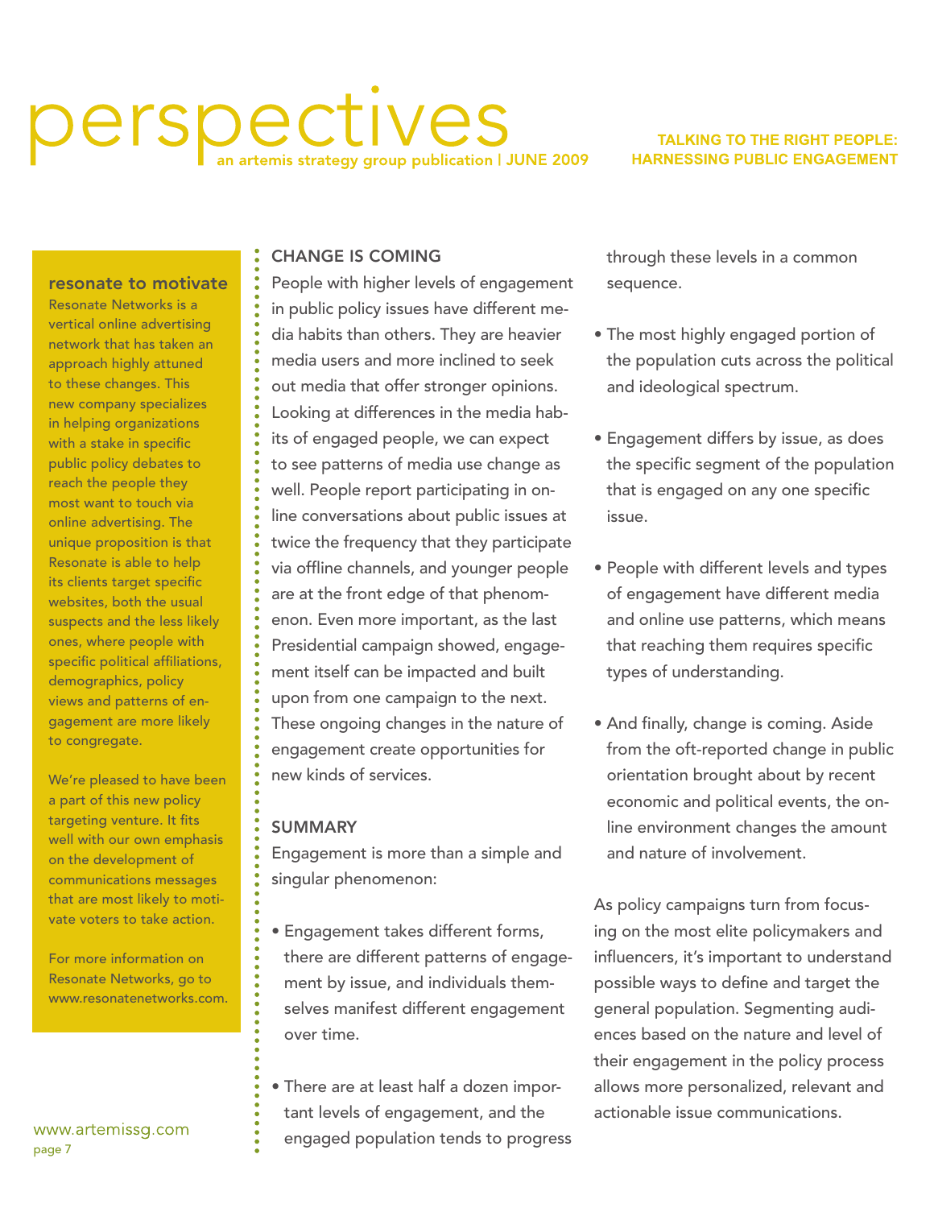## CHANGE IS COMING

People with higher levels of engagement in public policy issues have different media habits than others. They are heavier media users and more inclined to seek out media that offer stronger opinions. Looking at differences in the media habits of engaged people, we can expect to see patterns of media use change as well. People report participating in online conversations about public issues at twice the frequency that they participate via offline channels, and younger people are at the front edge of that phenomenon. Even more important, as the last Presidential campaign showed, engagement itself can be impacted and built upon from one campaign to the next. These ongoing changes in the nature of engagement create opportunities for new kinds of services.

## SUMMARY

Engagement is more than a simple and singular phenomenon:

- Engagement takes different forms, there are different patterns of engagement by issue, and individuals themselves manifest different engagement over time.
- There are at least half a dozen important levels of engagement, and the engaged population tends to progress through these levels in a common sequence.
- The most highly engaged portion of the population cuts across the political and ideological spectrum.
- Engagement differs by issue, as does the specific segment of the population that is engaged on any one specific issue.
- People with different levels and types of engagement have different media and online use patterns, which means that reaching them requires specific types of understanding.
- And finally, change is coming. Aside from the oft-reported change in public orientation brought about by recent economic and political events, the online environment changes the amount and nature of involvement.

As policy campaigns turn from focusing on the most elite policymakers and influencers, it's important to understand possible ways to define and target the general population. Segmenting audiences based on the nature and level of their engagement in the policy process allows more personalized, relevant and actionable issue communications.

### resonate to motivate

Resonate Networks is a vertical online advertising network that has taken an approach highly attuned to these changes. This new company specializes in helping organizations with a stake in specific public policy debates to reach the people they most want to touch via online advertising. The unique proposition is that Resonate is able to help its clients target specific websites, both the usual suspects and the less likely ones, where people with specific political affiliations, demographics, policy views and patterns of engagement are more likely to congregate.

We're pleased to have been a part of this new policy targeting venture. It fits well with our own emphasis on the development of communications messages that are most likely to motivate voters to take action.

For more information on Resonate Networks, go to www.resonatenetworks.com.